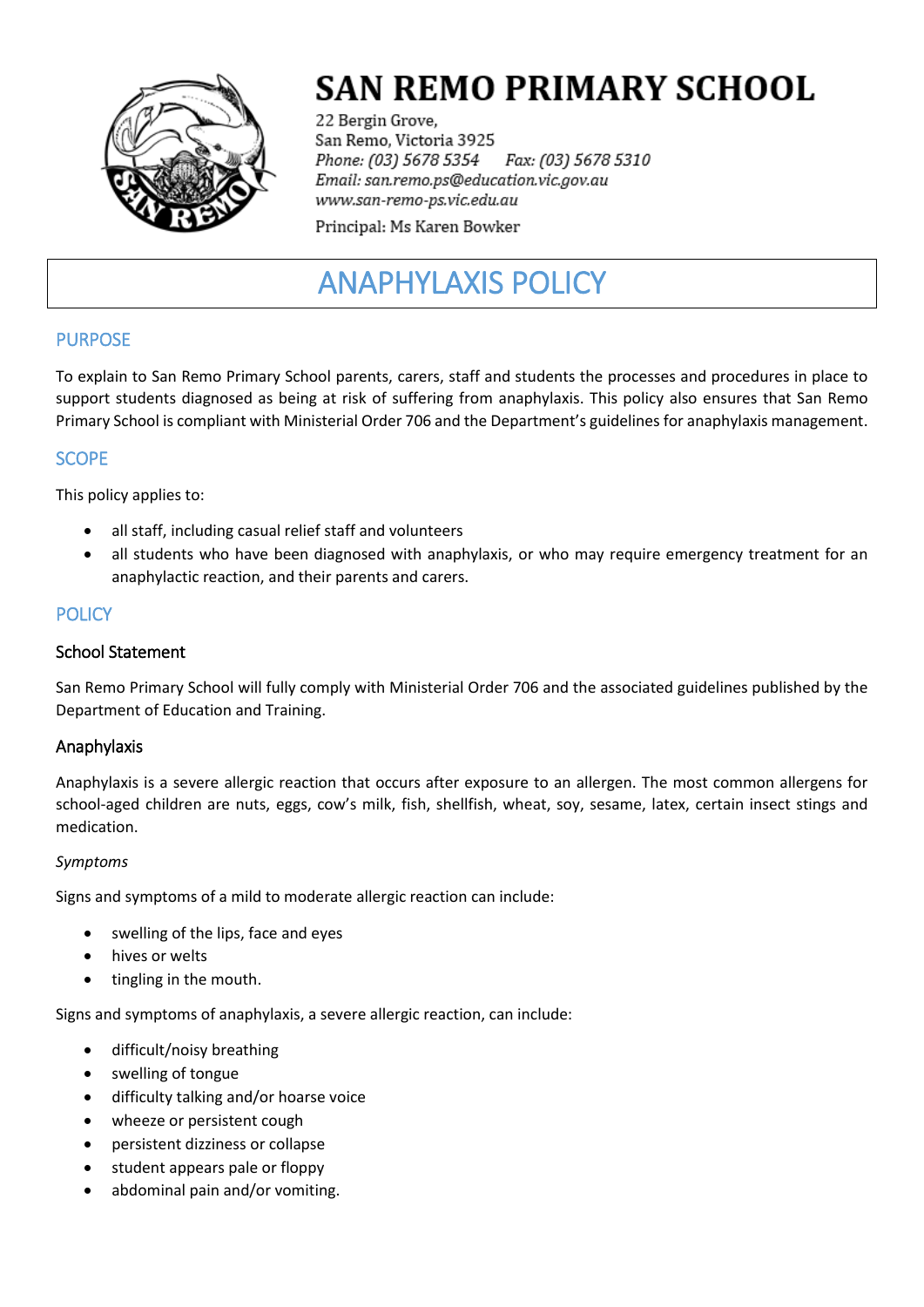# SAN REMO PRIMARY SCHOOL

22 Bergin Grove,
San Remo, Victoria 3925
*Phone: (03) 5678 5354* *Fax: (03) 5678 5310*
*Email: san.remo.ps@education.vic.gov.au*
*www.san-remo-ps.vic.edu.au*

Principal: Ms Karen Bowker

# ANAPHYLAXIS POLICY

## PURPOSE

To explain to San Remo Primary School parents, carers, staff and students the processes and procedures in place to support students diagnosed as being at risk of suffering from anaphylaxis. This policy also ensures that San Remo Primary School is compliant with Ministerial Order 706 and the Department's guidelines for anaphylaxis management.

## SCOPE

This policy applies to:

- all staff, including casual relief staff and volunteers
- all students who have been diagnosed with anaphylaxis, or who may require emergency treatment for an anaphylactic reaction, and their parents and carers.

## POLICY

### School Statement

San Remo Primary School will fully comply with Ministerial Order 706 and the associated guidelines published by the Department of Education and Training.

### Anaphylaxis

Anaphylaxis is a severe allergic reaction that occurs after exposure to an allergen. The most common allergens for school-aged children are nuts, eggs, cow's milk, fish, shellfish, wheat, soy, sesame, latex, certain insect stings and medication.

*Symptoms*

Signs and symptoms of a mild to moderate allergic reaction can include:

- swelling of the lips, face and eyes
- hives or welts
- tingling in the mouth.

Signs and symptoms of anaphylaxis, a severe allergic reaction, can include:

- difficult/noisy breathing
- swelling of tongue
- difficulty talking and/or hoarse voice
- wheeze or persistent cough
- persistent dizziness or collapse
- student appears pale or floppy
- abdominal pain and/or vomiting.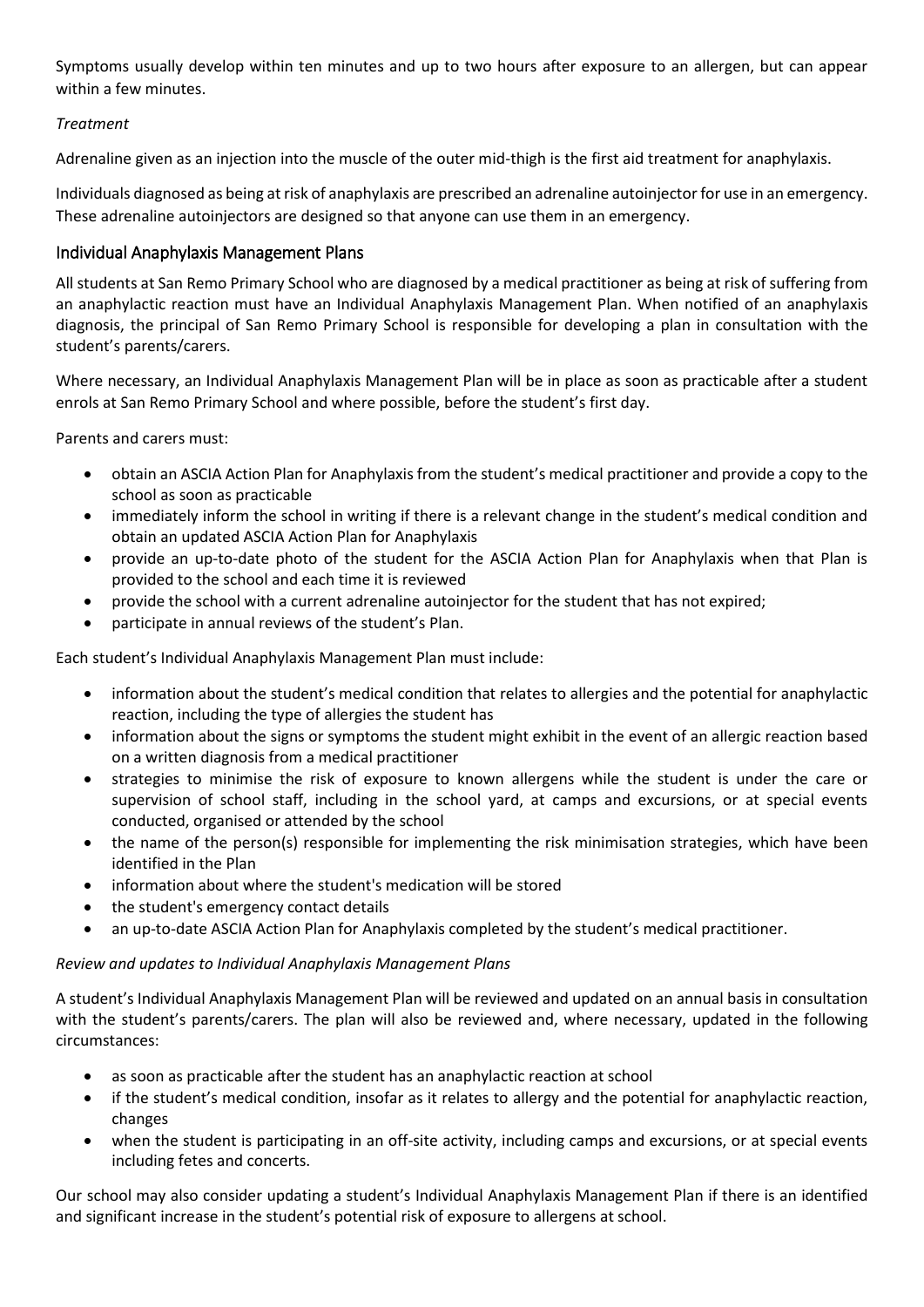Symptoms usually develop within ten minutes and up to two hours after exposure to an allergen, but can appear within a few minutes.

*Treatment*

Adrenaline given as an injection into the muscle of the outer mid-thigh is the first aid treatment for anaphylaxis.

Individuals diagnosed as being at risk of anaphylaxis are prescribed an adrenaline autoinjector for use in an emergency. These adrenaline autoinjectors are designed so that anyone can use them in an emergency.

## Individual Anaphylaxis Management Plans

All students at San Remo Primary School who are diagnosed by a medical practitioner as being at risk of suffering from an anaphylactic reaction must have an Individual Anaphylaxis Management Plan. When notified of an anaphylaxis diagnosis, the principal of San Remo Primary School is responsible for developing a plan in consultation with the student's parents/carers.

Where necessary, an Individual Anaphylaxis Management Plan will be in place as soon as practicable after a student enrols at San Remo Primary School and where possible, before the student's first day.

Parents and carers must:

- obtain an ASCIA Action Plan for Anaphylaxis from the student's medical practitioner and provide a copy to the school as soon as practicable
- immediately inform the school in writing if there is a relevant change in the student's medical condition and obtain an updated ASCIA Action Plan for Anaphylaxis
- provide an up-to-date photo of the student for the ASCIA Action Plan for Anaphylaxis when that Plan is provided to the school and each time it is reviewed
- provide the school with a current adrenaline autoinjector for the student that has not expired;
- participate in annual reviews of the student's Plan.

Each student's Individual Anaphylaxis Management Plan must include:

- information about the student's medical condition that relates to allergies and the potential for anaphylactic reaction, including the type of allergies the student has
- information about the signs or symptoms the student might exhibit in the event of an allergic reaction based on a written diagnosis from a medical practitioner
- strategies to minimise the risk of exposure to known allergens while the student is under the care or supervision of school staff, including in the school yard, at camps and excursions, or at special events conducted, organised or attended by the school
- the name of the person(s) responsible for implementing the risk minimisation strategies, which have been identified in the Plan
- information about where the student's medication will be stored
- the student's emergency contact details
- an up-to-date ASCIA Action Plan for Anaphylaxis completed by the student's medical practitioner.

*Review and updates to Individual Anaphylaxis Management Plans*

A student's Individual Anaphylaxis Management Plan will be reviewed and updated on an annual basis in consultation with the student's parents/carers. The plan will also be reviewed and, where necessary, updated in the following circumstances:

- as soon as practicable after the student has an anaphylactic reaction at school
- if the student's medical condition, insofar as it relates to allergy and the potential for anaphylactic reaction, changes
- when the student is participating in an off-site activity, including camps and excursions, or at special events including fetes and concerts.

Our school may also consider updating a student's Individual Anaphylaxis Management Plan if there is an identified and significant increase in the student's potential risk of exposure to allergens at school.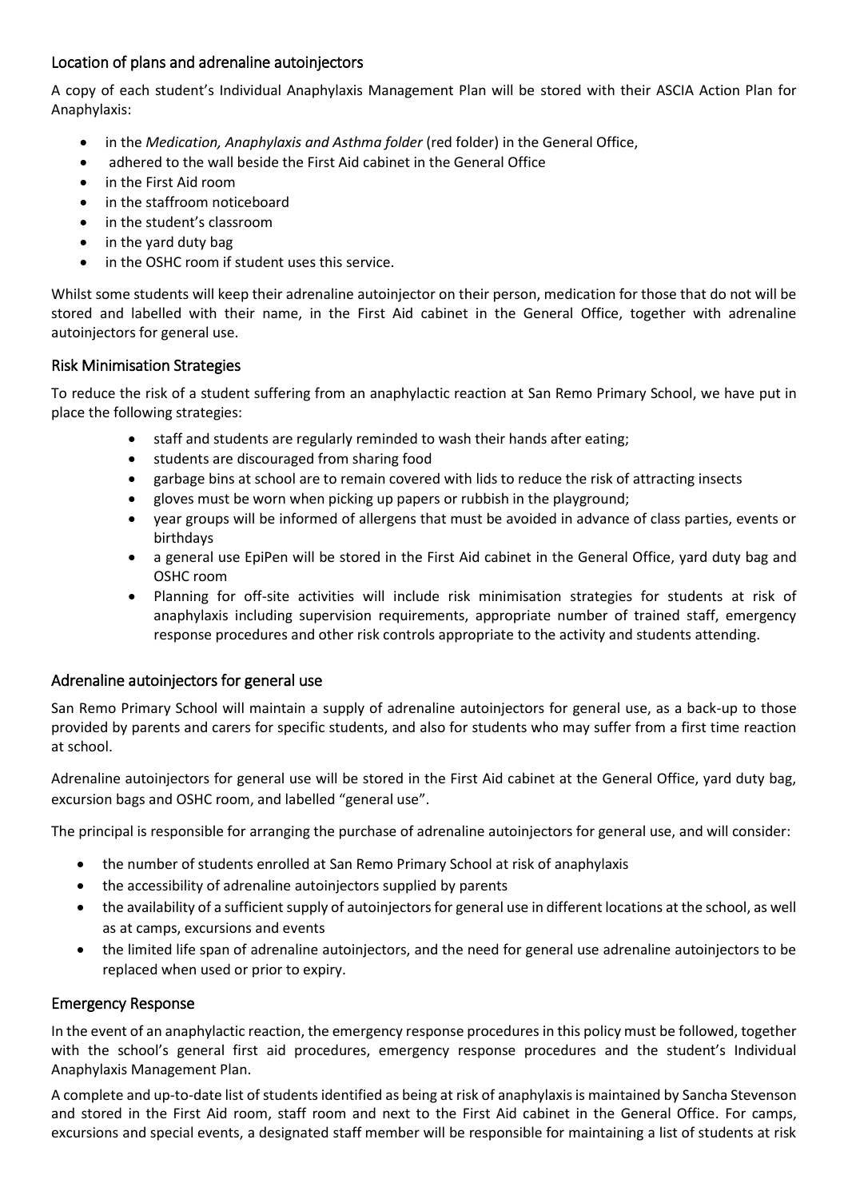## Location of plans and adrenaline autoinjectors

A copy of each student's Individual Anaphylaxis Management Plan will be stored with their ASCIA Action Plan for Anaphylaxis:

- in the *Medication, Anaphylaxis and Asthma folder* (red folder) in the General Office,
- adhered to the wall beside the First Aid cabinet in the General Office
- in the First Aid room
- in the staffroom noticeboard
- in the student's classroom
- in the yard duty bag
- in the OSHC room if student uses this service.

Whilst some students will keep their adrenaline autoinjector on their person, medication for those that do not will be stored and labelled with their name, in the First Aid cabinet in the General Office, together with adrenaline autoinjectors for general use.

## Risk Minimisation Strategies

To reduce the risk of a student suffering from an anaphylactic reaction at San Remo Primary School, we have put in place the following strategies:

- staff and students are regularly reminded to wash their hands after eating;
- students are discouraged from sharing food
- garbage bins at school are to remain covered with lids to reduce the risk of attracting insects
- gloves must be worn when picking up papers or rubbish in the playground;
- year groups will be informed of allergens that must be avoided in advance of class parties, events or birthdays
- a general use EpiPen will be stored in the First Aid cabinet in the General Office, yard duty bag and OSHC room
- Planning for off-site activities will include risk minimisation strategies for students at risk of anaphylaxis including supervision requirements, appropriate number of trained staff, emergency response procedures and other risk controls appropriate to the activity and students attending.

## Adrenaline autoinjectors for general use

San Remo Primary School will maintain a supply of adrenaline autoinjectors for general use, as a back-up to those provided by parents and carers for specific students, and also for students who may suffer from a first time reaction at school.

Adrenaline autoinjectors for general use will be stored in the First Aid cabinet at the General Office, yard duty bag, excursion bags and OSHC room, and labelled "general use".

The principal is responsible for arranging the purchase of adrenaline autoinjectors for general use, and will consider:

- the number of students enrolled at San Remo Primary School at risk of anaphylaxis
- the accessibility of adrenaline autoinjectors supplied by parents
- the availability of a sufficient supply of autoinjectors for general use in different locations at the school, as well as at camps, excursions and events
- the limited life span of adrenaline autoinjectors, and the need for general use adrenaline autoinjectors to be replaced when used or prior to expiry.

## Emergency Response

In the event of an anaphylactic reaction, the emergency response procedures in this policy must be followed, together with the school's general first aid procedures, emergency response procedures and the student's Individual Anaphylaxis Management Plan.

A complete and up-to-date list of students identified as being at risk of anaphylaxis is maintained by Sancha Stevenson and stored in the First Aid room, staff room and next to the First Aid cabinet in the General Office. For camps, excursions and special events, a designated staff member will be responsible for maintaining a list of students at risk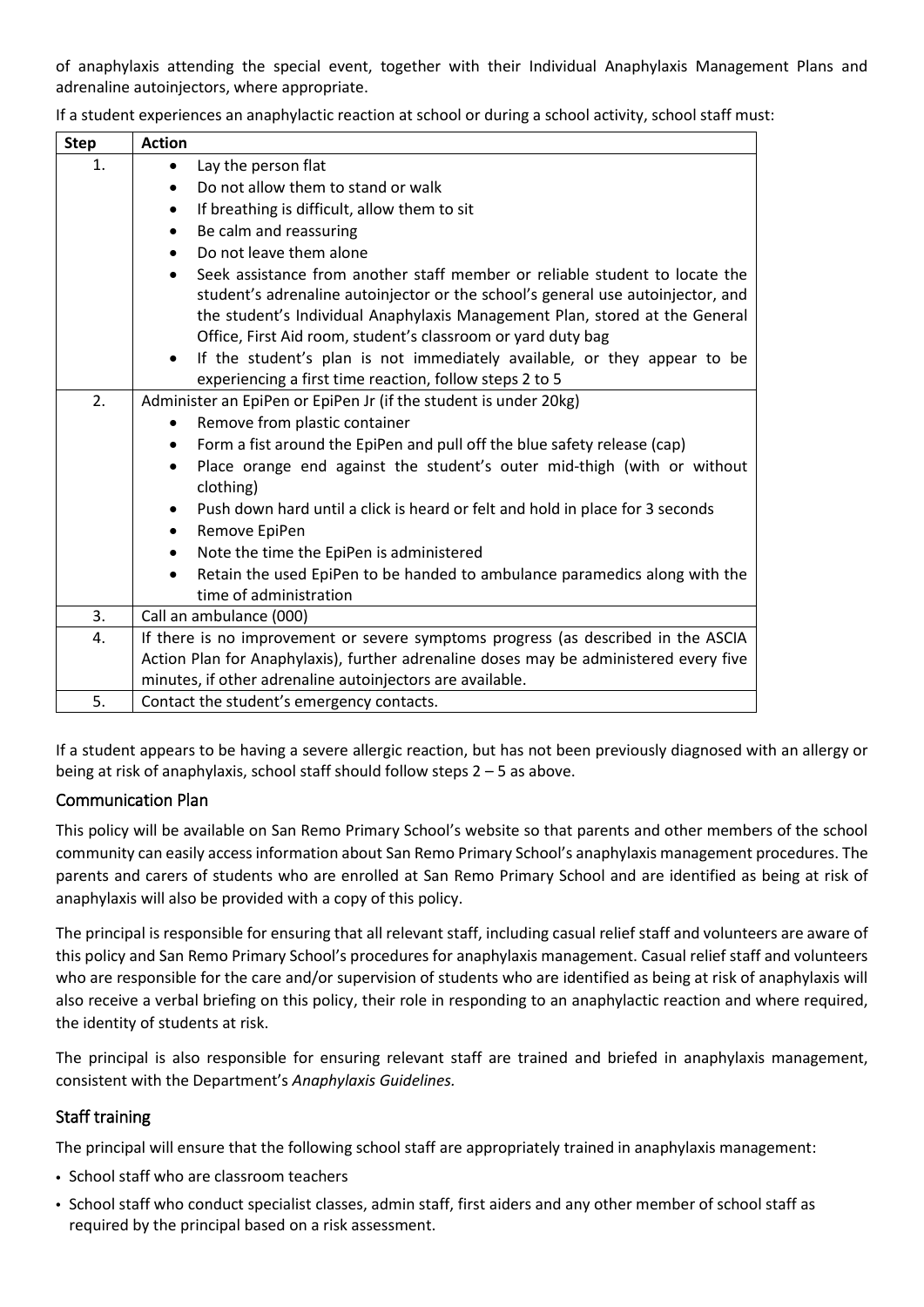of anaphylaxis attending the special event, together with their Individual Anaphylaxis Management Plans and adrenaline autoinjectors, where appropriate.

If a student experiences an anaphylactic reaction at school or during a school activity, school staff must:

| Step | Action |
|---|---|
| 1. | • Lay the person flat<br>• Do not allow them to stand or walk<br>• If breathing is difficult, allow them to sit<br>• Be calm and reassuring<br>• Do not leave them alone<br>• Seek assistance from another staff member or reliable student to locate the student's adrenaline autoinjector or the school's general use autoinjector, and the student's Individual Anaphylaxis Management Plan, stored at the General Office, First Aid room, student's classroom or yard duty bag<br>• If the student's plan is not immediately available, or they appear to be experiencing a first time reaction, follow steps 2 to 5 |
| 2. | Administer an EpiPen or EpiPen Jr (if the student is under 20kg)<br>• Remove from plastic container<br>• Form a fist around the EpiPen and pull off the blue safety release (cap)<br>• Place orange end against the student's outer mid-thigh (with or without clothing)<br>• Push down hard until a click is heard or felt and hold in place for 3 seconds<br>• Remove EpiPen<br>• Note the time the EpiPen is administered<br>• Retain the used EpiPen to be handed to ambulance paramedics along with the time of administration |
| 3. | Call an ambulance (000) |
| 4. | If there is no improvement or severe symptoms progress (as described in the ASCIA Action Plan for Anaphylaxis), further adrenaline doses may be administered every five minutes, if other adrenaline autoinjectors are available. |
| 5. | Contact the student's emergency contacts. |

If a student appears to be having a severe allergic reaction, but has not been previously diagnosed with an allergy or being at risk of anaphylaxis, school staff should follow steps 2 – 5 as above.

## Communication Plan

This policy will be available on San Remo Primary School's website so that parents and other members of the school community can easily access information about San Remo Primary School's anaphylaxis management procedures. The parents and carers of students who are enrolled at San Remo Primary School and are identified as being at risk of anaphylaxis will also be provided with a copy of this policy.

The principal is responsible for ensuring that all relevant staff, including casual relief staff and volunteers are aware of this policy and San Remo Primary School's procedures for anaphylaxis management. Casual relief staff and volunteers who are responsible for the care and/or supervision of students who are identified as being at risk of anaphylaxis will also receive a verbal briefing on this policy, their role in responding to an anaphylactic reaction and where required, the identity of students at risk.

The principal is also responsible for ensuring relevant staff are trained and briefed in anaphylaxis management, consistent with the Department's *Anaphylaxis Guidelines.*

## Staff training

The principal will ensure that the following school staff are appropriately trained in anaphylaxis management:

- School staff who are classroom teachers
- School staff who conduct specialist classes, admin staff, first aiders and any other member of school staff as required by the principal based on a risk assessment.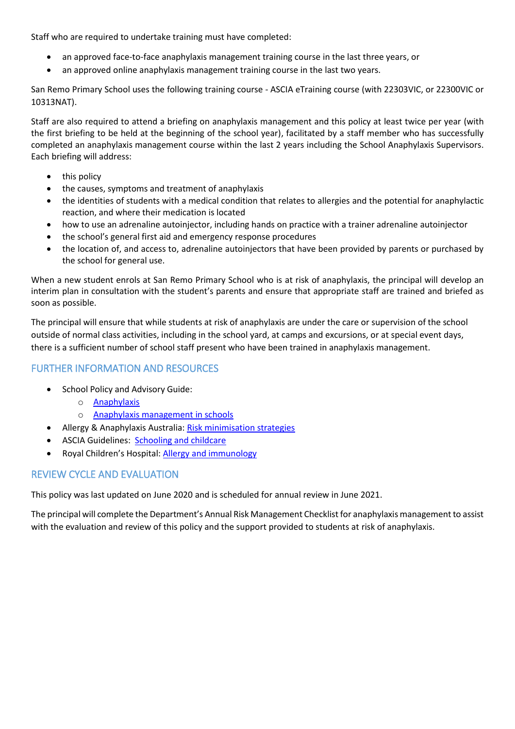Staff who are required to undertake training must have completed:

- an approved face-to-face anaphylaxis management training course in the last three years, or
- an approved online anaphylaxis management training course in the last two years.

San Remo Primary School uses the following training course - ASCIA eTraining course (with 22303VIC, or 22300VIC or 10313NAT).

Staff are also required to attend a briefing on anaphylaxis management and this policy at least twice per year (with the first briefing to be held at the beginning of the school year), facilitated by a staff member who has successfully completed an anaphylaxis management course within the last 2 years including the School Anaphylaxis Supervisors. Each briefing will address:

- this policy
- the causes, symptoms and treatment of anaphylaxis
- the identities of students with a medical condition that relates to allergies and the potential for anaphylactic reaction, and where their medication is located
- how to use an adrenaline autoinjector, including hands on practice with a trainer adrenaline autoinjector
- the school's general first aid and emergency response procedures
- the location of, and access to, adrenaline autoinjectors that have been provided by parents or purchased by the school for general use.

When a new student enrols at San Remo Primary School who is at risk of anaphylaxis, the principal will develop an interim plan in consultation with the student's parents and ensure that appropriate staff are trained and briefed as soon as possible.

The principal will ensure that while students at risk of anaphylaxis are under the care or supervision of the school outside of normal class activities, including in the school yard, at camps and excursions, or at special event days, there is a sufficient number of school staff present who have been trained in anaphylaxis management.

## FURTHER INFORMATION AND RESOURCES

- School Policy and Advisory Guide:
  - Anaphylaxis
  - Anaphylaxis management in schools
- Allergy & Anaphylaxis Australia: Risk minimisation strategies
- ASCIA Guidelines: Schooling and childcare
- Royal Children's Hospital: Allergy and immunology

## REVIEW CYCLE AND EVALUATION

This policy was last updated on June 2020 and is scheduled for annual review in June 2021.

The principal will complete the Department's Annual Risk Management Checklist for anaphylaxis management to assist with the evaluation and review of this policy and the support provided to students at risk of anaphylaxis.